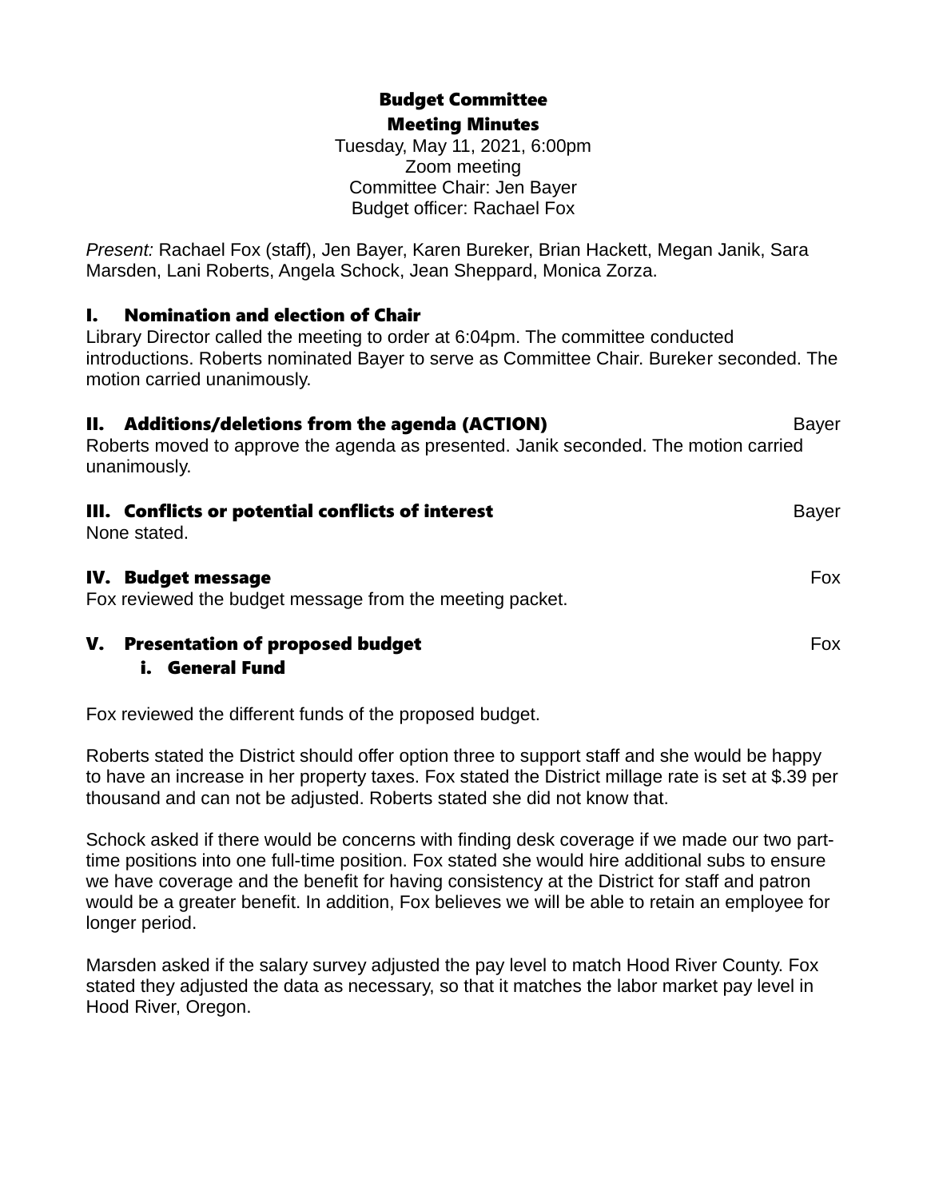# Budget Committee
## Meeting Minutes

Tuesday, May 11, 2021, 6:00pm
Zoom meeting
Committee Chair: Jen Bayer
Budget officer: Rachael Fox

*Present:* Rachael Fox (staff), Jen Bayer, Karen Bureker, Brian Hackett, Megan Janik, Sara Marsden, Lani Roberts, Angela Schock, Jean Sheppard, Monica Zorza.

### I. Nomination and election of Chair

Library Director called the meeting to order at 6:04pm. The committee conducted introductions. Roberts nominated Bayer to serve as Committee Chair. Bureker seconded. The motion carried unanimously.

### II. Additions/deletions from the agenda (ACTION) — Bayer

Roberts moved to approve the agenda as presented. Janik seconded. The motion carried unanimously.

### III. Conflicts or potential conflicts of interest — Bayer

None stated.

### IV. Budget message — Fox

Fox reviewed the budget message from the meeting packet.

### V. Presentation of proposed budget — Fox

#### i. General Fund

Fox reviewed the different funds of the proposed budget.

Roberts stated the District should offer option three to support staff and she would be happy to have an increase in her property taxes. Fox stated the District millage rate is set at $.39 per thousand and can not be adjusted. Roberts stated she did not know that.

Schock asked if there would be concerns with finding desk coverage if we made our two part-time positions into one full-time position. Fox stated she would hire additional subs to ensure we have coverage and the benefit for having consistency at the District for staff and patron would be a greater benefit. In addition, Fox believes we will be able to retain an employee for longer period.

Marsden asked if the salary survey adjusted the pay level to match Hood River County. Fox stated they adjusted the data as necessary, so that it matches the labor market pay level in Hood River, Oregon.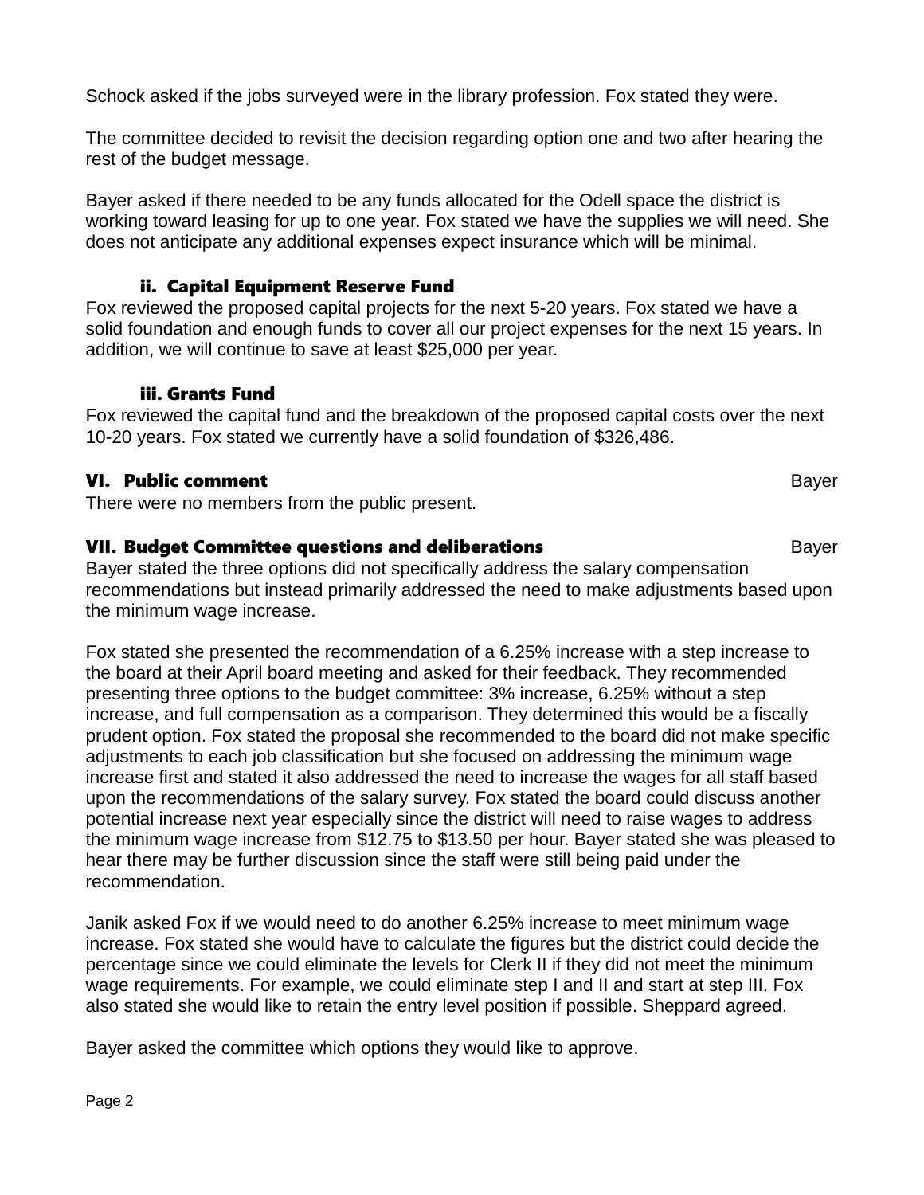Schock asked if the jobs surveyed were in the library profession. Fox stated they were.

The committee decided to revisit the decision regarding option one and two after hearing the rest of the budget message.

Bayer asked if there needed to be any funds allocated for the Odell space the district is working toward leasing for up to one year. Fox stated we have the supplies we will need. She does not anticipate any additional expenses expect insurance which will be minimal.

### ii. Capital Equipment Reserve Fund

Fox reviewed the proposed capital projects for the next 5-20 years. Fox stated we have a solid foundation and enough funds to cover all our project expenses for the next 15 years. In addition, we will continue to save at least $25,000 per year.

### iii. Grants Fund

Fox reviewed the capital fund and the breakdown of the proposed capital costs over the next 10-20 years. Fox stated we currently have a solid foundation of $326,486.

## VI. Public comment — Bayer

There were no members from the public present.

## VII. Budget Committee questions and deliberations — Bayer

Bayer stated the three options did not specifically address the salary compensation recommendations but instead primarily addressed the need to make adjustments based upon the minimum wage increase.

Fox stated she presented the recommendation of a 6.25% increase with a step increase to the board at their April board meeting and asked for their feedback. They recommended presenting three options to the budget committee: 3% increase, 6.25% without a step increase, and full compensation as a comparison. They determined this would be a fiscally prudent option. Fox stated the proposal she recommended to the board did not make specific adjustments to each job classification but she focused on addressing the minimum wage increase first and stated it also addressed the need to increase the wages for all staff based upon the recommendations of the salary survey. Fox stated the board could discuss another potential increase next year especially since the district will need to raise wages to address the minimum wage increase from $12.75 to $13.50 per hour. Bayer stated she was pleased to hear there may be further discussion since the staff were still being paid under the recommendation.

Janik asked Fox if we would need to do another 6.25% increase to meet minimum wage increase. Fox stated she would have to calculate the figures but the district could decide the percentage since we could eliminate the levels for Clerk II if they did not meet the minimum wage requirements. For example, we could eliminate step I and II and start at step III. Fox also stated she would like to retain the entry level position if possible. Sheppard agreed.

Bayer asked the committee which options they would like to approve.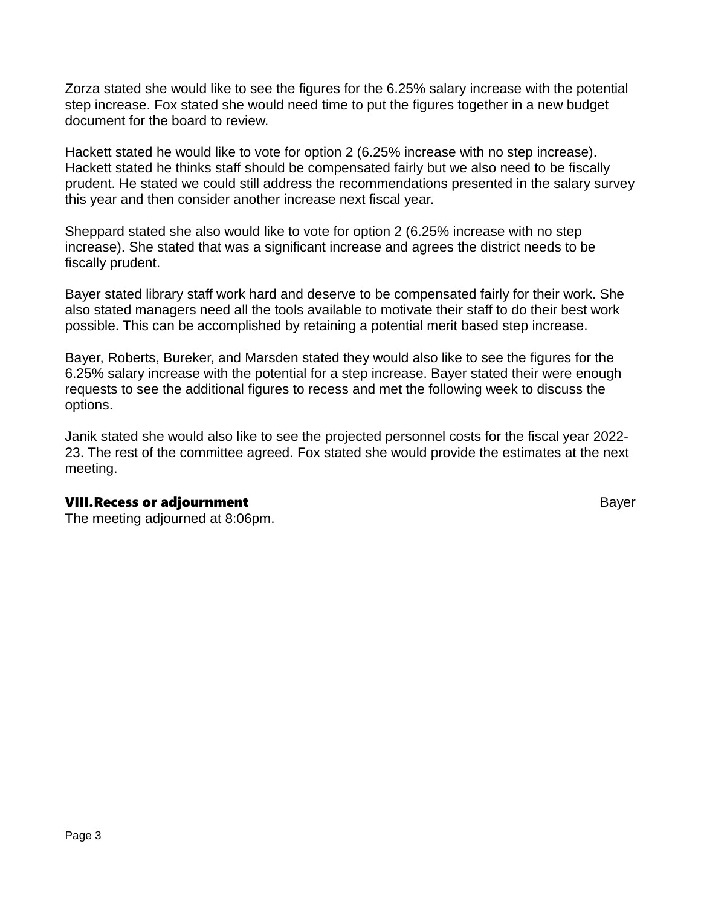Zorza stated she would like to see the figures for the 6.25% salary increase with the potential step increase. Fox stated she would need time to put the figures together in a new budget document for the board to review.

Hackett stated he would like to vote for option 2 (6.25% increase with no step increase). Hackett stated he thinks staff should be compensated fairly but we also need to be fiscally prudent. He stated we could still address the recommendations presented in the salary survey this year and then consider another increase next fiscal year.

Sheppard stated she also would like to vote for option 2 (6.25% increase with no step increase). She stated that was a significant increase and agrees the district needs to be fiscally prudent.

Bayer stated library staff work hard and deserve to be compensated fairly for their work. She also stated managers need all the tools available to motivate their staff to do their best work possible. This can be accomplished by retaining a potential merit based step increase.

Bayer, Roberts, Bureker, and Marsden stated they would also like to see the figures for the 6.25% salary increase with the potential for a step increase. Bayer stated their were enough requests to see the additional figures to recess and met the following week to discuss the options.

Janik stated she would also like to see the projected personnel costs for the fiscal year 2022-23. The rest of the committee agreed. Fox stated she would provide the estimates at the next meeting.

**VIII. Recess or adjournment** Bayer

The meeting adjourned at 8:06pm.